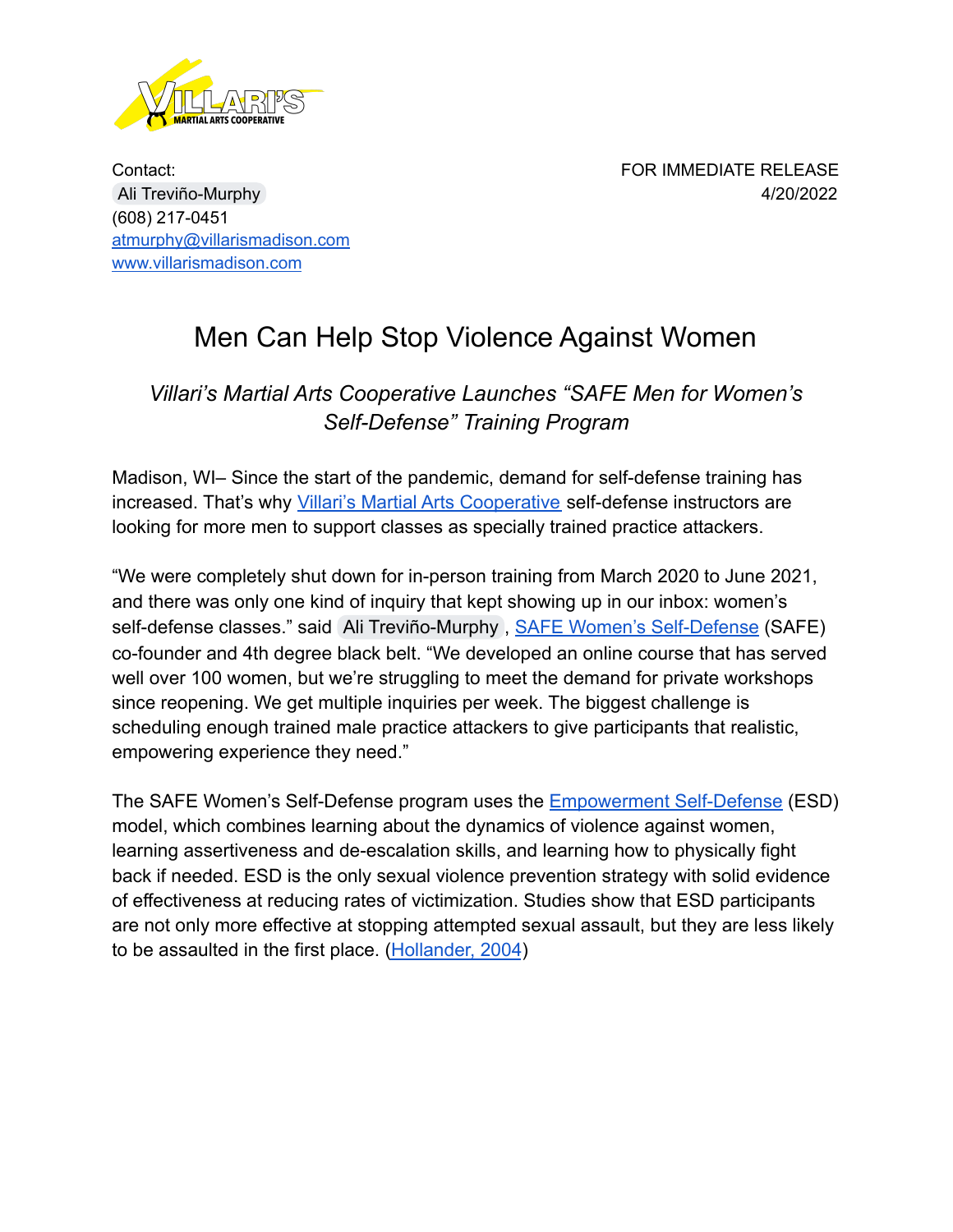Contact:
Ali Treviño-Murphy
(608) 217-0451
[atmurphy@villarismadison.com](mailto:atmurphy@villarismadison.com)
[www.villarismadison.com](http://www.villarismadison.com)

FOR IMMEDIATE RELEASE
4/20/2022

# Men Can Help Stop Violence Against Women

*Villari's Martial Arts Cooperative Launches "SAFE Men for Women's Self-Defense" Training Program*

Madison, WI– Since the start of the pandemic, demand for self-defense training has increased. That's why Villari's Martial Arts Cooperative self-defense instructors are looking for more men to support classes as specially trained practice attackers.

"We were completely shut down for in-person training from March 2020 to June 2021, and there was only one kind of inquiry that kept showing up in our inbox: women's self-defense classes." said Ali Treviño-Murphy, SAFE Women's Self-Defense (SAFE) co-founder and 4th degree black belt. "We developed an online course that has served well over 100 women, but we're struggling to meet the demand for private workshops since reopening. We get multiple inquiries per week. The biggest challenge is scheduling enough trained male practice attackers to give participants that realistic, empowering experience they need."

The SAFE Women's Self-Defense program uses the Empowerment Self-Defense (ESD) model, which combines learning about the dynamics of violence against women, learning assertiveness and de-escalation skills, and learning how to physically fight back if needed. ESD is the only sexual violence prevention strategy with solid evidence of effectiveness at reducing rates of victimization. Studies show that ESD participants are not only more effective at stopping attempted sexual assault, but they are less likely to be assaulted in the first place. (Hollander, 2004)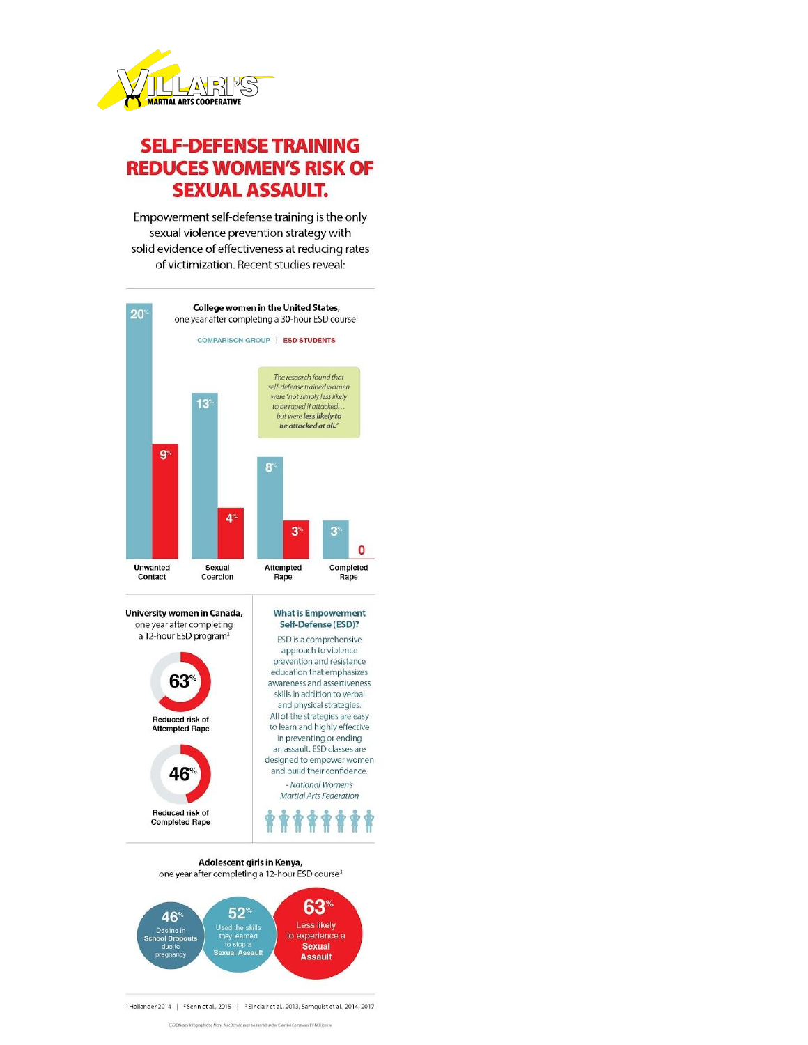VILLARI'S
MARTIAL ARTS COOPERATIVE

# SELF-DEFENSE TRAINING REDUCES WOMEN'S RISK OF SEXUAL ASSAULT.

Empowerment self-defense training is the only sexual violence prevention strategy with solid evidence of effectiveness at reducing rates of victimization. Recent studies reveal:

## College women in the United States, one year after completing a 30-hour ESD course[1]

| | Comparison Group | ESD Students |
|---|---|---|
| Unwanted Contact | 20% | 9% |
| Sexual Coercion | 13% | 4% |
| Attempted Rape | 8% | 3% |
| Completed Rape | 3% | 0 |

*The research found that self-defense trained women were "not simply less likely to be raped if attacked… but were **less likely to be attacked at all.**"*

## University women in Canada, one year after completing a 12-hour ESD program[2]

**63%** Reduced risk of Attempted Rape

**46%** Reduced risk of Completed Rape

## What is Empowerment Self-Defense (ESD)?

ESD is a comprehensive approach to violence prevention and resistance education that emphasizes awareness and assertiveness skills in addition to verbal and physical strategies. All of the strategies are easy to learn and highly effective in preventing or ending an assault. ESD classes are designed to empower women and build their confidence.

*- National Women's Martial Arts Federation*

## Adolescent girls in Kenya, one year after completing a 12-hour ESD course[3]

- **46%** Decline in School Dropouts due to pregnancy
- **52%** Used the skills they learned to stop a Sexual Assault
- **63%** Less likely to experience a Sexual Assault

[1] Hollander 2014 | [2] Senn et al., 2015 | [3] Sinclair et al., 2013, Sarnquist et al., 2014, 2017

ESD Efficacy Infographic by Nona MacDonald may be shared under Creative Commons BY-NC license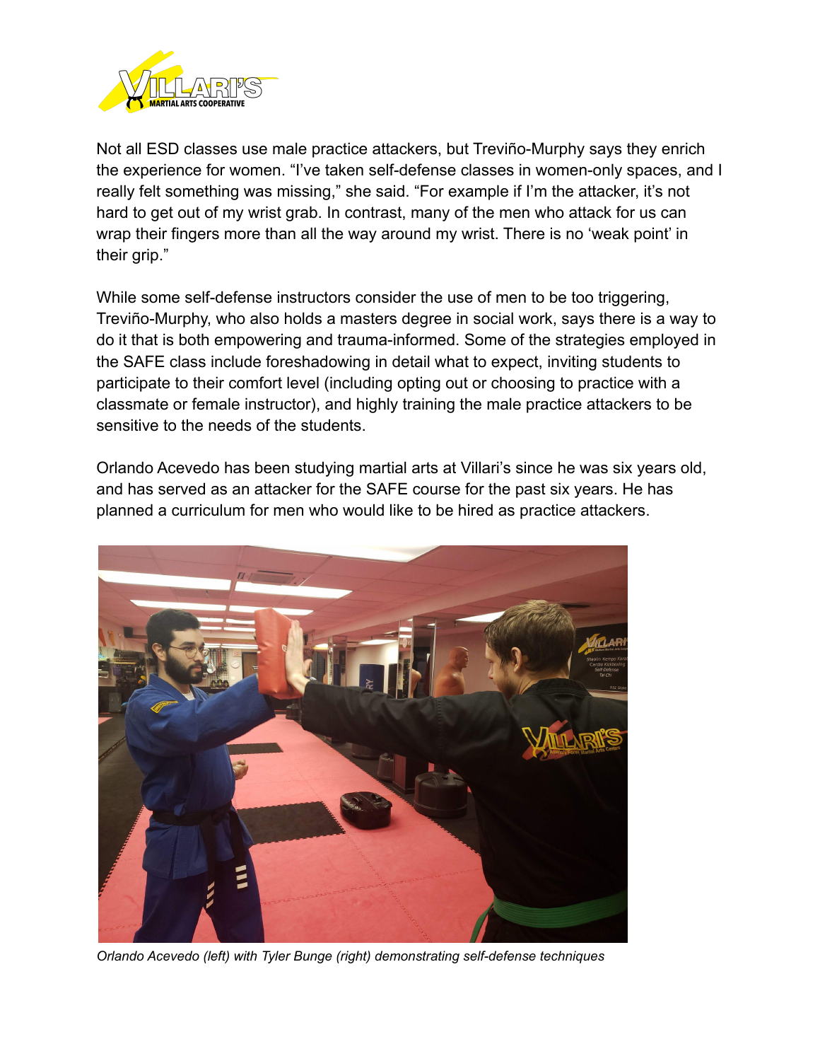Not all ESD classes use male practice attackers, but Treviño-Murphy says they enrich the experience for women. "I've taken self-defense classes in women-only spaces, and I really felt something was missing," she said. "For example if I'm the attacker, it's not hard to get out of my wrist grab. In contrast, many of the men who attack for us can wrap their fingers more than all the way around my wrist. There is no 'weak point' in their grip."

While some self-defense instructors consider the use of men to be too triggering, Treviño-Murphy, who also holds a masters degree in social work, says there is a way to do it that is both empowering and trauma-informed. Some of the strategies employed in the SAFE class include foreshadowing in detail what to expect, inviting students to participate to their comfort level (including opting out or choosing to practice with a classmate or female instructor), and highly training the male practice attackers to be sensitive to the needs of the students.

Orlando Acevedo has been studying martial arts at Villari's since he was six years old, and has served as an attacker for the SAFE course for the past six years. He has planned a curriculum for men who would like to be hired as practice attackers.

*Orlando Acevedo (left) with Tyler Bunge (right) demonstrating self-defense techniques*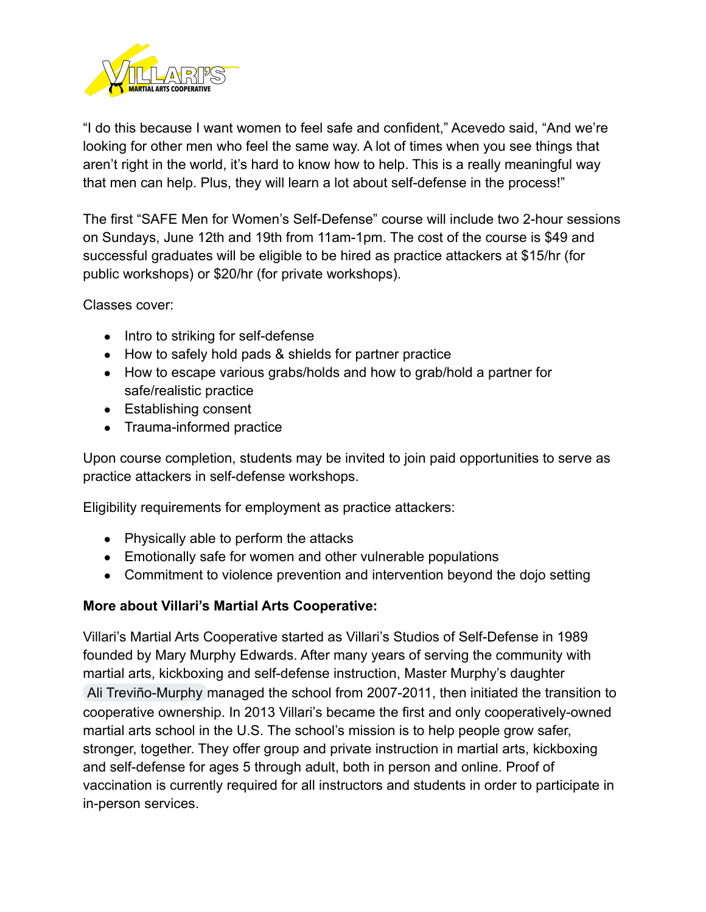"I do this because I want women to feel safe and confident," Acevedo said, "And we're looking for other men who feel the same way. A lot of times when you see things that aren't right in the world, it's hard to know how to help. This is a really meaningful way that men can help. Plus, they will learn a lot about self-defense in the process!"

The first "SAFE Men for Women's Self-Defense" course will include two 2-hour sessions on Sundays, June 12th and 19th from 11am-1pm. The cost of the course is $49 and successful graduates will be eligible to be hired as practice attackers at $15/hr (for public workshops) or $20/hr (for private workshops).

Classes cover:

- Intro to striking for self-defense
- How to safely hold pads & shields for partner practice
- How to escape various grabs/holds and how to grab/hold a partner for safe/realistic practice
- Establishing consent
- Trauma-informed practice

Upon course completion, students may be invited to join paid opportunities to serve as practice attackers in self-defense workshops.

Eligibility requirements for employment as practice attackers:

- Physically able to perform the attacks
- Emotionally safe for women and other vulnerable populations
- Commitment to violence prevention and intervention beyond the dojo setting

**More about Villari's Martial Arts Cooperative:**

Villari's Martial Arts Cooperative started as Villari's Studios of Self-Defense in 1989 founded by Mary Murphy Edwards. After many years of serving the community with martial arts, kickboxing and self-defense instruction, Master Murphy's daughter Ali Treviño-Murphy managed the school from 2007-2011, then initiated the transition to cooperative ownership. In 2013 Villari's became the first and only cooperatively-owned martial arts school in the U.S. The school's mission is to help people grow safer, stronger, together. They offer group and private instruction in martial arts, kickboxing and self-defense for ages 5 through adult, both in person and online. Proof of vaccination is currently required for all instructors and students in order to participate in in-person services.